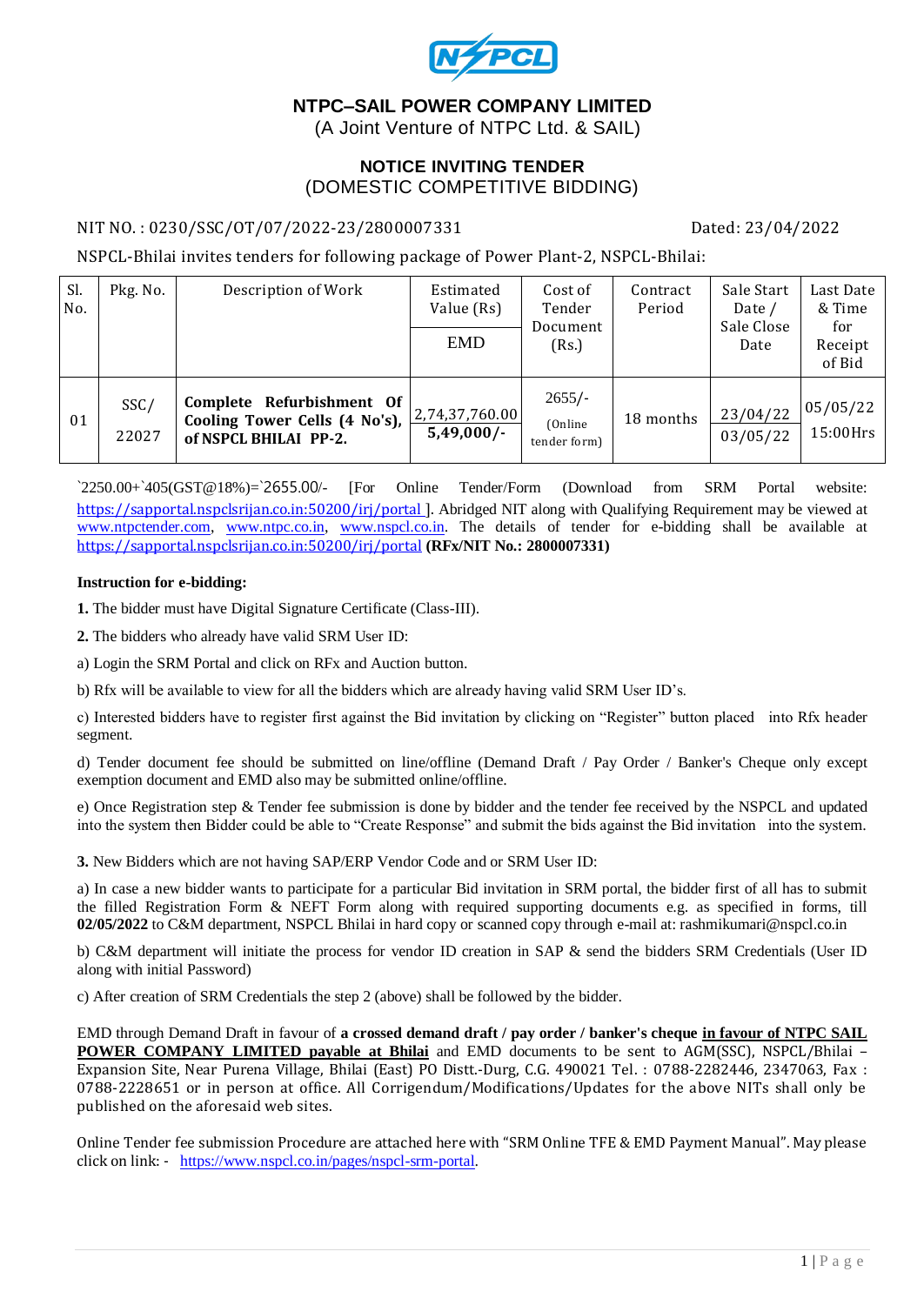NSPCL

# NTPC–SAIL POWER COMPANY LIMITED

(A Joint Venture of NTPC Ltd. & SAIL)

## NOTICE INVITING TENDER
(DOMESTIC COMPETITIVE BIDDING)

NIT NO. : 0230/SSC/OT/07/2022-23/2800007331 Dated: 23/04/2022

NSPCL-Bhilai invites tenders for following package of Power Plant-2, NSPCL-Bhilai:

| Sl. No. | Pkg. No. | Description of Work | Estimated Value (Rs) / EMD | Cost of Tender Document (Rs.) | Contract Period | Sale Start Date / Sale Close Date | Last Date & Time for Receipt of Bid |
|---|---|---|---|---|---|---|---|
| 01 | SSC/ 22027 | **Complete Refurbishment Of Cooling Tower Cells (4 No's), of NSPCL BHILAI PP-2.** | 2,74,37,760.00 / **5,49,000/-** | 2655/- (Online tender form) | 18 months | 23/04/22 / 03/05/22 | 05/05/22 15:00Hrs |

`2250.00+`405(GST@18%)=`2655.00/- [For Online Tender/Form (Download from SRM Portal website: https://sapportal.nspclsrijan.co.in:50200/irj/portal ]. Abridged NIT along with Qualifying Requirement may be viewed at www.ntpctender.com, www.ntpc.co.in, www.nspcl.co.in. The details of tender for e-bidding shall be available at https://sapportal.nspclsrijan.co.in:50200/irj/portal **(RFx/NIT No.: 2800007331)**

**Instruction for e-bidding:**

**1.** The bidder must have Digital Signature Certificate (Class-III).

**2.** The bidders who already have valid SRM User ID:

a) Login the SRM Portal and click on RFx and Auction button.

b) Rfx will be available to view for all the bidders which are already having valid SRM User ID's.

c) Interested bidders have to register first against the Bid invitation by clicking on "Register" button placed into Rfx header segment.

d) Tender document fee should be submitted on line/offline (Demand Draft / Pay Order / Banker's Cheque only except exemption document and EMD also may be submitted online/offline.

e) Once Registration step & Tender fee submission is done by bidder and the tender fee received by the NSPCL and updated into the system then Bidder could be able to "Create Response" and submit the bids against the Bid invitation into the system.

**3.** New Bidders which are not having SAP/ERP Vendor Code and or SRM User ID:

a) In case a new bidder wants to participate for a particular Bid invitation in SRM portal, the bidder first of all has to submit the filled Registration Form & NEFT Form along with required supporting documents e.g. as specified in forms, till **02/05/2022** to C&M department, NSPCL Bhilai in hard copy or scanned copy through e-mail at: rashmikumari@nspcl.co.in

b) C&M department will initiate the process for vendor ID creation in SAP & send the bidders SRM Credentials (User ID along with initial Password)

c) After creation of SRM Credentials the step 2 (above) shall be followed by the bidder.

EMD through Demand Draft in favour of **a crossed demand draft / pay order / banker's cheque** **<u>in favour of NTPC SAIL POWER COMPANY LIMITED payable at Bhilai</u>** and EMD documents to be sent to AGM(SSC), NSPCL/Bhilai – Expansion Site, Near Purena Village, Bhilai (East) PO Distt.-Durg, C.G. 490021 Tel. : 0788-2282446, 2347063, Fax : 0788-2228651 or in person at office. All Corrigendum/Modifications/Updates for the above NITs shall only be published on the aforesaid web sites.

Online Tender fee submission Procedure are attached here with "SRM Online TFE & EMD Payment Manual". May please click on link: - https://www.nspcl.co.in/pages/nspcl-srm-portal.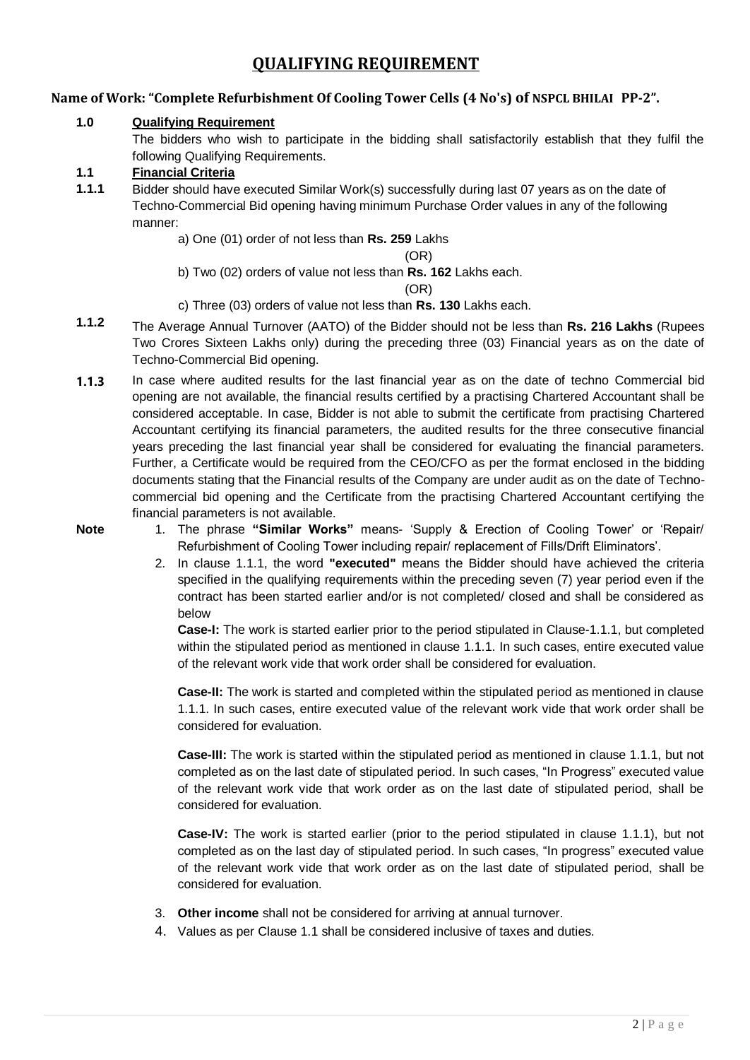# QUALIFYING REQUIREMENT

**Name of Work: "Complete Refurbishment Of Cooling Tower Cells (4 No's) of NSPCL BHILAI PP-2".**

**1.0 Qualifying Requirement**

The bidders who wish to participate in the bidding shall satisfactorily establish that they fulfil the following Qualifying Requirements.

**1.1 Financial Criteria**

**1.1.1** Bidder should have executed Similar Work(s) successfully during last 07 years as on the date of Techno-Commercial Bid opening having minimum Purchase Order values in any of the following manner:

a) One (01) order of not less than **Rs. 259** Lakhs

(OR)

b) Two (02) orders of value not less than **Rs. 162** Lakhs each.

(OR)

c) Three (03) orders of value not less than **Rs. 130** Lakhs each.

**1.1.2** The Average Annual Turnover (AATO) of the Bidder should not be less than **Rs. 216 Lakhs** (Rupees Two Crores Sixteen Lakhs only) during the preceding three (03) Financial years as on the date of Techno-Commercial Bid opening.

**1.1.3** In case where audited results for the last financial year as on the date of techno Commercial bid opening are not available, the financial results certified by a practising Chartered Accountant shall be considered acceptable. In case, Bidder is not able to submit the certificate from practising Chartered Accountant certifying its financial parameters, the audited results for the three consecutive financial years preceding the last financial year shall be considered for evaluating the financial parameters. Further, a Certificate would be required from the CEO/CFO as per the format enclosed in the bidding documents stating that the Financial results of the Company are under audit as on the date of Techno-commercial bid opening and the Certificate from the practising Chartered Accountant certifying the financial parameters is not available.

**Note**

1. The phrase **"Similar Works"** means- 'Supply & Erection of Cooling Tower' or 'Repair/ Refurbishment of Cooling Tower including repair/ replacement of Fills/Drift Eliminators'.
2. In clause 1.1.1, the word **"executed"** means the Bidder should have achieved the criteria specified in the qualifying requirements within the preceding seven (7) year period even if the contract has been started earlier and/or is not completed/ closed and shall be considered as below

   **Case-I:** The work is started earlier prior to the period stipulated in Clause-1.1.1, but completed within the stipulated period as mentioned in clause 1.1.1. In such cases, entire executed value of the relevant work vide that work order shall be considered for evaluation.

   **Case-II:** The work is started and completed within the stipulated period as mentioned in clause 1.1.1. In such cases, entire executed value of the relevant work vide that work order shall be considered for evaluation.

   **Case-III:** The work is started within the stipulated period as mentioned in clause 1.1.1, but not completed as on the last date of stipulated period. In such cases, "In Progress" executed value of the relevant work vide that work order as on the last date of stipulated period, shall be considered for evaluation.

   **Case-IV:** The work is started earlier (prior to the period stipulated in clause 1.1.1), but not completed as on the last day of stipulated period. In such cases, "In progress" executed value of the relevant work vide that work order as on the last date of stipulated period, shall be considered for evaluation.

3. **Other income** shall not be considered for arriving at annual turnover.
4. Values as per Clause 1.1 shall be considered inclusive of taxes and duties.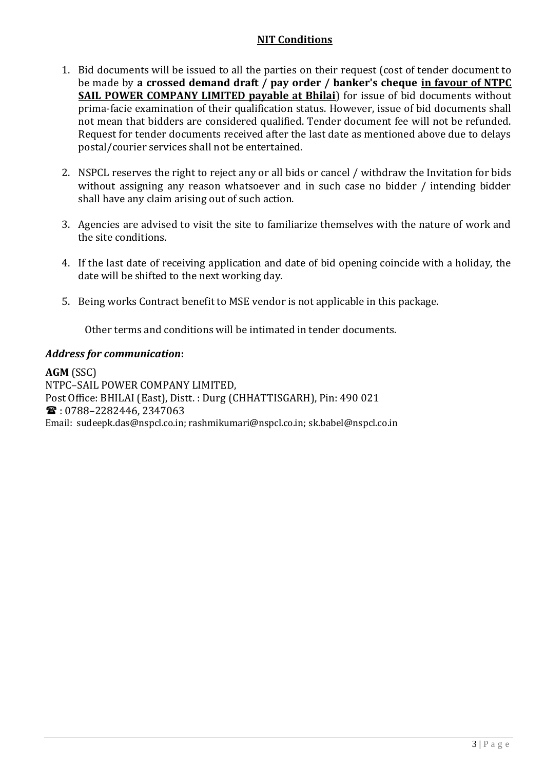## NIT Conditions

1. Bid documents will be issued to all the parties on their request (cost of tender document to be made by **a crossed demand draft / pay order / banker's cheque <u>in favour of NTPC SAIL POWER COMPANY LIMITED payable at Bhilai</u>**) for issue of bid documents without prima-facie examination of their qualification status. However, issue of bid documents shall not mean that bidders are considered qualified. Tender document fee will not be refunded. Request for tender documents received after the last date as mentioned above due to delays postal/courier services shall not be entertained.

2. NSPCL reserves the right to reject any or all bids or cancel / withdraw the Invitation for bids without assigning any reason whatsoever and in such case no bidder / intending bidder shall have any claim arising out of such action.

3. Agencies are advised to visit the site to familiarize themselves with the nature of work and the site conditions.

4. If the last date of receiving application and date of bid opening coincide with a holiday, the date will be shifted to the next working day.

5. Being works Contract benefit to MSE vendor is not applicable in this package.

Other terms and conditions will be intimated in tender documents.

***Address for communication*:**

**AGM** (SSC)
NTPC–SAIL POWER COMPANY LIMITED,
Post Office: BHILAI (East), Distt. : Durg (CHHATTISGARH), Pin: 490 021
☎ : 0788–2282446, 2347063
Email: sudeepk.das@nspcl.co.in; rashmikumari@nspcl.co.in; sk.babel@nspcl.co.in